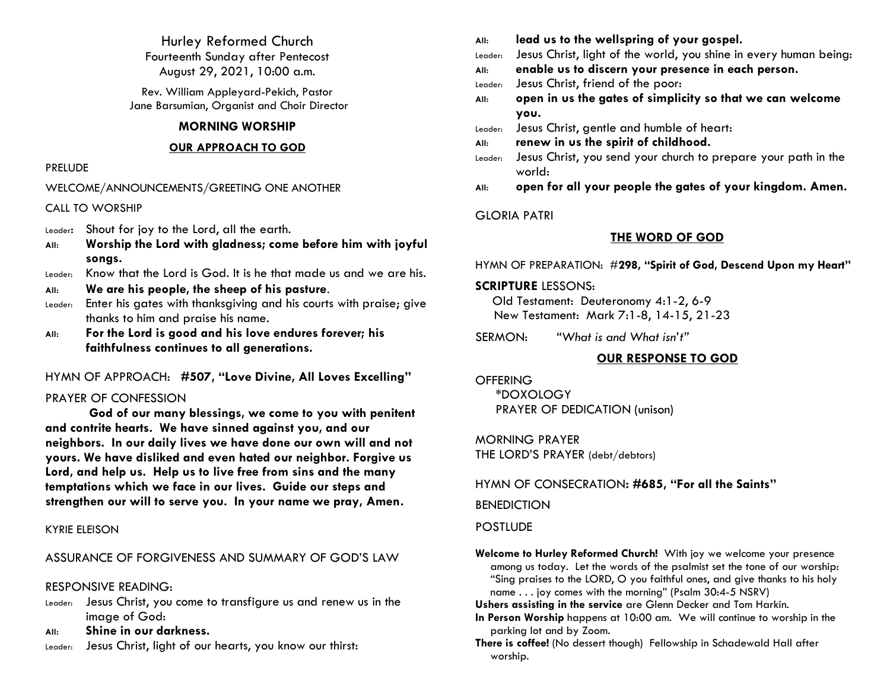# Hurley Reformed Church

Fourteenth Sunday after Pentecost
August 29, 2021, 10:00 a.m.

Rev. William Appleyard-Pekich, Pastor
Jane Barsumian, Organist and Choir Director

## MORNING WORSHIP

### OUR APPROACH TO GOD

PRELUDE

WELCOME/ANNOUNCEMENTS/GREETING ONE ANOTHER

CALL TO WORSHIP

Leader**:** Shout for joy to the Lord, all the earth.
**All: Worship the Lord with gladness; come before him with joyful songs.**
Leader: Know that the Lord is God. It is he that made us and we are his.
**All: We are his people, the sheep of his pasture**.
Leader: Enter his gates with thanksgiving and his courts with praise; give thanks to him and praise his name.
**All: For the Lord is good and his love endures forever; his faithfulness continues to all generations.**

HYMN OF APPROACH: **#507, "Love Divine, All Loves Excelling"**

PRAYER OF CONFESSION

**God of our many blessings, we come to you with penitent and contrite hearts. We have sinned against you, and our neighbors. In our daily lives we have done our own will and not yours. We have disliked and even hated our neighbor. Forgive us Lord, and help us. Help us to live free from sins and the many temptations which we face in our lives. Guide our steps and strengthen our will to serve you. In your name we pray, Amen.**

KYRIE ELEISON

ASSURANCE OF FORGIVENESS AND SUMMARY OF GOD'S LAW

RESPONSIVE READING:

Leader: Jesus Christ, you come to transfigure us and renew us in the image of God:
**All: Shine in our darkness.**
Leader: Jesus Christ, light of our hearts, you know our thirst:
**All: lead us to the wellspring of your gospel.**
Leader: Jesus Christ, light of the world, you shine in every human being:
**All: enable us to discern your presence in each person.**
Leader: Jesus Christ, friend of the poor:
**All: open in us the gates of simplicity so that we can welcome you.**
Leader: Jesus Christ, gentle and humble of heart:
**All: renew in us the spirit of childhood.**
Leader: Jesus Christ, you send your church to prepare your path in the world:
**All: open for all your people the gates of your kingdom. Amen.**

GLORIA PATRI

### THE WORD OF GOD

HYMN OF PREPARATION: #**298, "Spirit of God, Descend Upon my Heart"**

**SCRIPTURE** LESSONS:
Old Testament: Deuteronomy 4:1-2, 6-9
New Testament: Mark 7:1-8, 14-15, 21-23

SERMON: *"What is and What isn't"*

### OUR RESPONSE TO GOD

OFFERING
\*DOXOLOGY
PRAYER OF DEDICATION (unison)

MORNING PRAYER
THE LORD'S PRAYER (debt/debtors)

HYMN OF CONSECRATION**: #685, "For all the Saints"**

BENEDICTION

POSTLUDE

**Welcome to Hurley Reformed Church!** With joy we welcome your presence among us today. Let the words of the psalmist set the tone of our worship: "Sing praises to the LORD, O you faithful ones, and give thanks to his holy name . . . joy comes with the morning" (Psalm 30:4-5 NSRV)
**Ushers assisting in the service** are Glenn Decker and Tom Harkin.
**In Person Worship** happens at 10:00 am. We will continue to worship in the parking lot and by Zoom.
**There is coffee!** (No dessert though) Fellowship in Schadewald Hall after worship.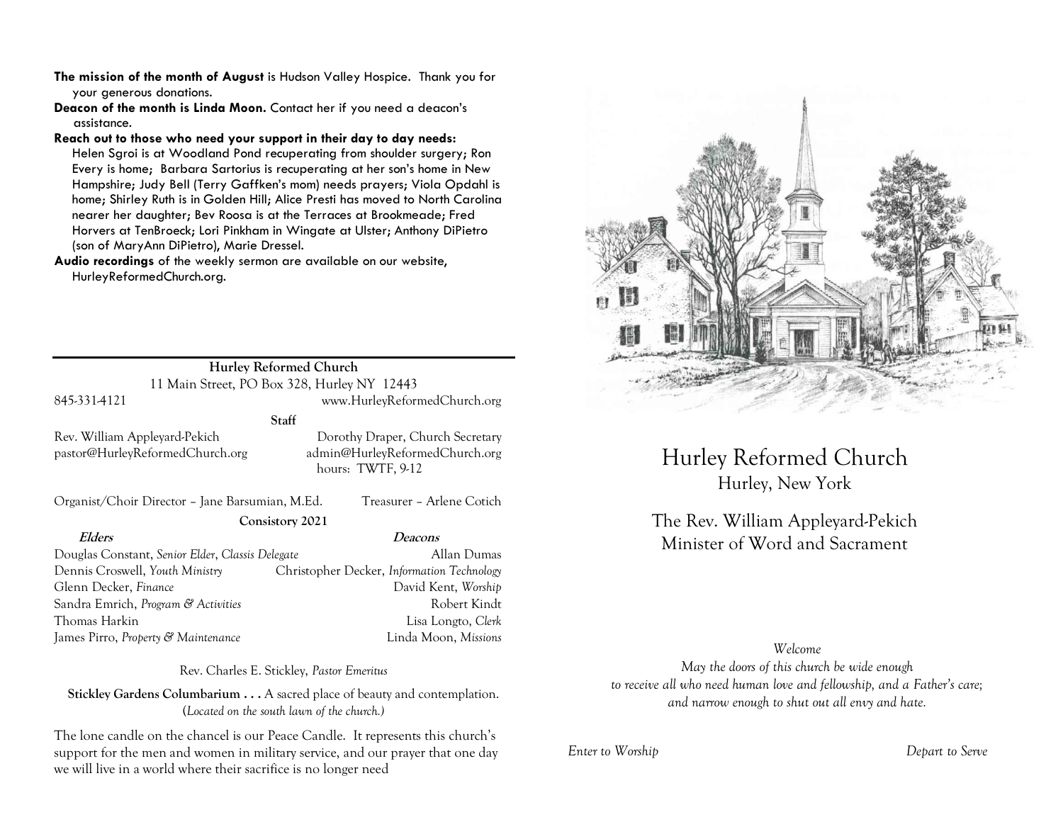**The mission of the month of August** is Hudson Valley Hospice. Thank you for your generous donations.

**Deacon of the month is Linda Moon.** Contact her if you need a deacon's assistance.

**Reach out to those who need your support in their day to day needs:** Helen Sgroi is at Woodland Pond recuperating from shoulder surgery; Ron Every is home; Barbara Sartorius is recuperating at her son's home in New Hampshire; Judy Bell (Terry Gaffken's mom) needs prayers; Viola Opdahl is home; Shirley Ruth is in Golden Hill; Alice Presti has moved to North Carolina nearer her daughter; Bev Roosa is at the Terraces at Brookmeade; Fred Horvers at TenBroeck; Lori Pinkham in Wingate at Ulster; Anthony DiPietro (son of MaryAnn DiPietro), Marie Dressel.

**Audio recordings** of the weekly sermon are available on our website, HurleyReformedChurch.org.

---

**Hurley Reformed Church**
11 Main Street, PO Box 328, Hurley NY 12443
845-331-4121 www.HurleyReformedChurch.org

**Staff**

Rev. William Appleyard-Pekich
pastor@HurleyReformedChurch.org

Dorothy Draper, Church Secretary
admin@HurleyReformedChurch.org
hours: TWTF, 9-12

Organist/Choir Director – Jane Barsumian, M.Ed.

Treasurer – Arlene Cotich

**Consistory 2021**

| ***Elders*** | ***Deacons*** |
|---|---|
| Douglas Constant, *Senior Elder*, *Classis Delegate* | Allan Dumas |
| Dennis Croswell, *Youth Ministry* | Christopher Decker, *Information Technology* |
| Glenn Decker, *Finance* | David Kent, *Worship* |
| Sandra Emrich, *Program & Activities* | Robert Kindt |
| Thomas Harkin | Lisa Longto, *Clerk* |
| James Pirro, *Property & Maintenance* | Linda Moon, *Missions* |

Rev. Charles E. Stickley, *Pastor Emeritus*

**Stickley Gardens Columbarium . . .** A sacred place of beauty and contemplation. (*Located on the south lawn of the church.)*

The lone candle on the chancel is our Peace Candle. It represents this church's support for the men and women in military service, and our prayer that one day we will live in a world where their sacrifice is no longer need

# Hurley Reformed Church

## Hurley, New York

## The Rev. William Appleyard-Pekich
## Minister of Word and Sacrament

*Welcome*
*May the doors of this church be wide enough*
*to receive all who need human love and fellowship, and a Father's care;*
*and narrow enough to shut out all envy and hate.*

*Enter to Worship* *Depart to Serve*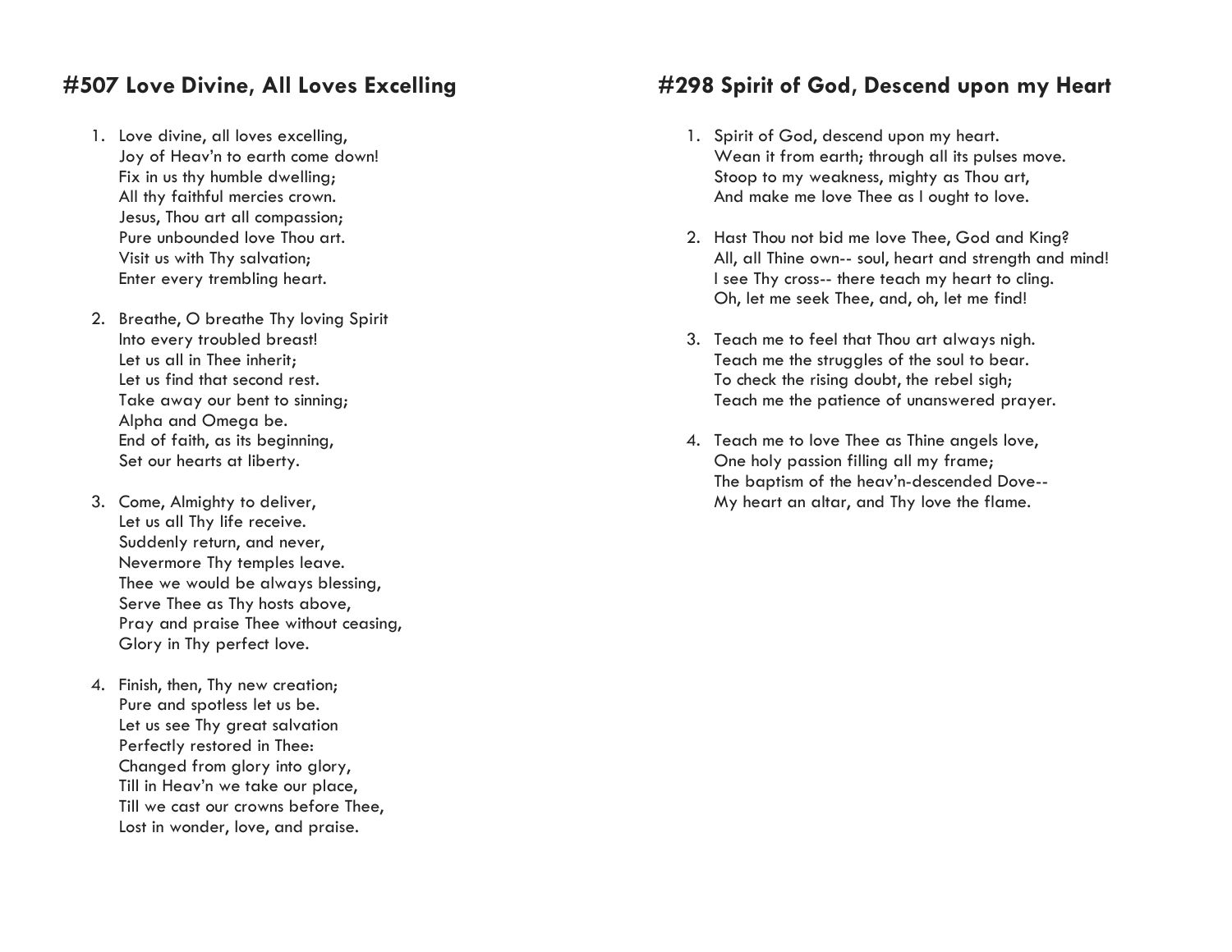## #507 Love Divine, All Loves Excelling

1. Love divine, all loves excelling,
   Joy of Heav'n to earth come down!
   Fix in us thy humble dwelling;
   All thy faithful mercies crown.
   Jesus, Thou art all compassion;
   Pure unbounded love Thou art.
   Visit us with Thy salvation;
   Enter every trembling heart.

2. Breathe, O breathe Thy loving Spirit
   Into every troubled breast!
   Let us all in Thee inherit;
   Let us find that second rest.
   Take away our bent to sinning;
   Alpha and Omega be.
   End of faith, as its beginning,
   Set our hearts at liberty.

3. Come, Almighty to deliver,
   Let us all Thy life receive.
   Suddenly return, and never,
   Nevermore Thy temples leave.
   Thee we would be always blessing,
   Serve Thee as Thy hosts above,
   Pray and praise Thee without ceasing,
   Glory in Thy perfect love.

4. Finish, then, Thy new creation;
   Pure and spotless let us be.
   Let us see Thy great salvation
   Perfectly restored in Thee:
   Changed from glory into glory,
   Till in Heav'n we take our place,
   Till we cast our crowns before Thee,
   Lost in wonder, love, and praise.

## #298 Spirit of God, Descend upon my Heart

1. Spirit of God, descend upon my heart.
   Wean it from earth; through all its pulses move.
   Stoop to my weakness, mighty as Thou art,
   And make me love Thee as I ought to love.

2. Hast Thou not bid me love Thee, God and King?
   All, all Thine own-- soul, heart and strength and mind!
   I see Thy cross-- there teach my heart to cling.
   Oh, let me seek Thee, and, oh, let me find!

3. Teach me to feel that Thou art always nigh.
   Teach me the struggles of the soul to bear.
   To check the rising doubt, the rebel sigh;
   Teach me the patience of unanswered prayer.

4. Teach me to love Thee as Thine angels love,
   One holy passion filling all my frame;
   The baptism of the heav'n-descended Dove--
   My heart an altar, and Thy love the flame.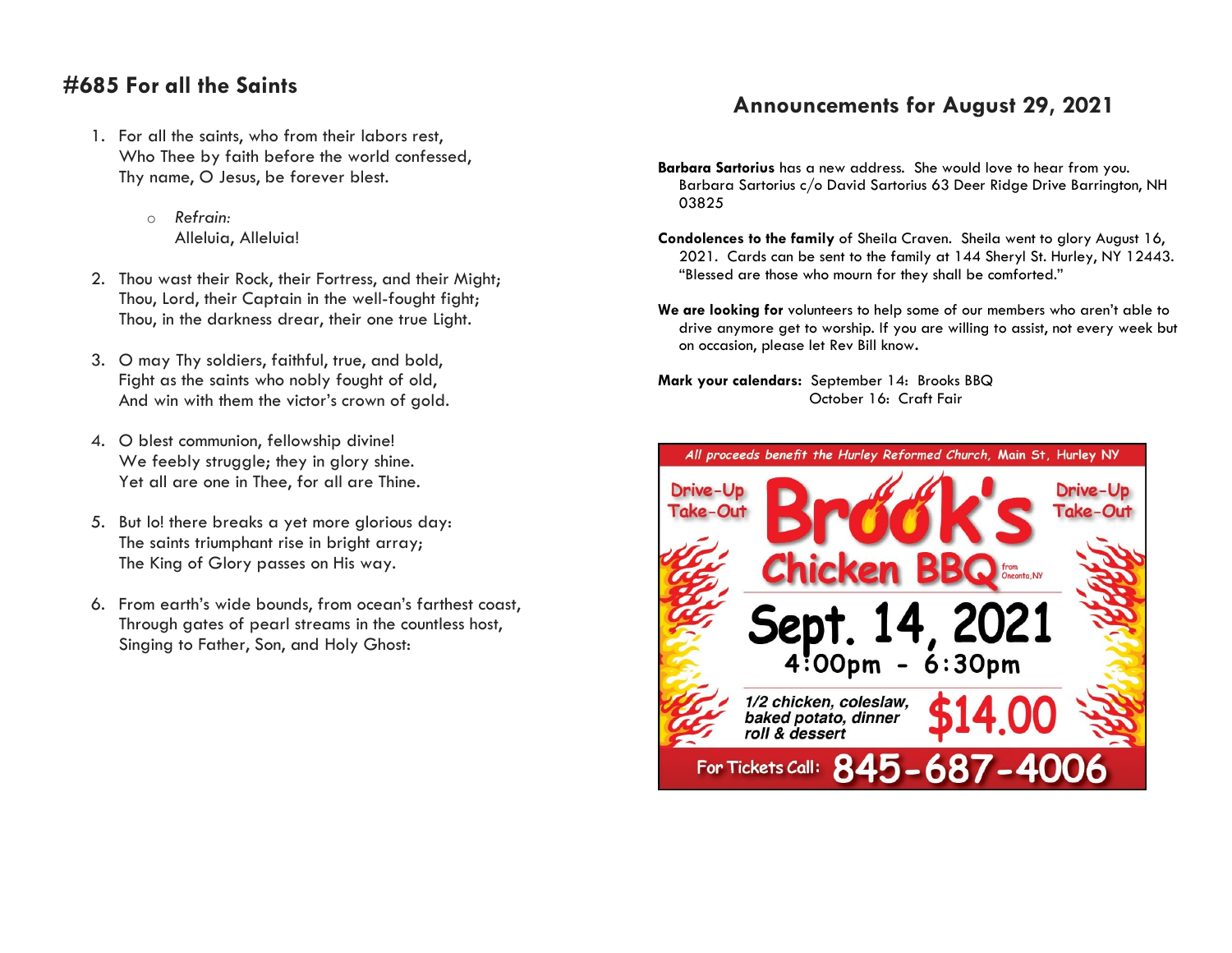## #685 For all the Saints

1. For all the saints, who from their labors rest,
   Who Thee by faith before the world confessed,
   Thy name, O Jesus, be forever blest.

   - *Refrain:*
     Alleluia, Alleluia!

2. Thou wast their Rock, their Fortress, and their Might;
   Thou, Lord, their Captain in the well-fought fight;
   Thou, in the darkness drear, their one true Light.

3. O may Thy soldiers, faithful, true, and bold,
   Fight as the saints who nobly fought of old,
   And win with them the victor's crown of gold.

4. O blest communion, fellowship divine!
   We feebly struggle; they in glory shine.
   Yet all are one in Thee, for all are Thine.

5. But lo! there breaks a yet more glorious day:
   The saints triumphant rise in bright array;
   The King of Glory passes on His way.

6. From earth's wide bounds, from ocean's farthest coast,
   Through gates of pearl streams in the countless host,
   Singing to Father, Son, and Holy Ghost:

## Announcements for August 29, 2021

**Barbara Sartorius** has a new address. She would love to hear from you. Barbara Sartorius c/o David Sartorius 63 Deer Ridge Drive Barrington, NH 03825

**Condolences to the family** of Sheila Craven. Sheila went to glory August 16, 2021. Cards can be sent to the family at 144 Sheryl St. Hurley, NY 12443. "Blessed are those who mourn for they shall be comforted."

**We are looking for** volunteers to help some of our members who aren't able to drive anymore get to worship. If you are willing to assist, not every week but on occasion, please let Rev Bill know.

**Mark your calendars:** September 14: Brooks BBQ
October 16: Craft Fair

*All proceeds benefit the Hurley Reformed Church, Main St, Hurley NY*

Drive-Up Take-Out

**Brook's Chicken BBQ** from Oneonta, NY

**Sept. 14, 2021**
**4:00pm - 6:30pm**

*1/2 chicken, coleslaw, baked potato, dinner roll & dessert*

**$14.00**

For Tickets Call: **845-687-4006**